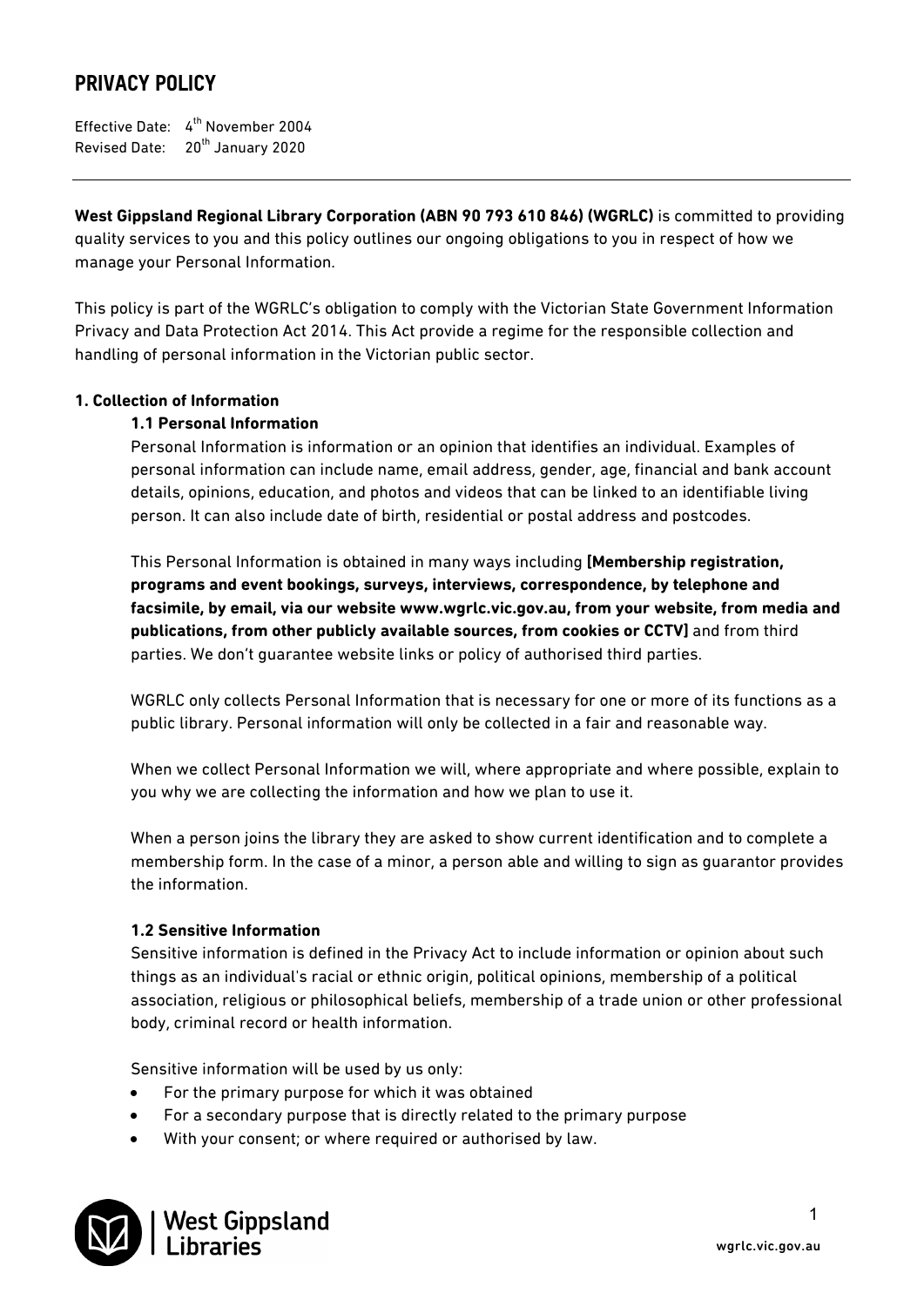# PRIVACY POLICY

Effective Date: 4th November 2004
Revised Date: 20th January 2020

---

**West Gippsland Regional Library Corporation (ABN 90 793 610 846) (WGRLC)** is committed to providing quality services to you and this policy outlines our ongoing obligations to you in respect of how we manage your Personal Information.

This policy is part of the WGRLC's obligation to comply with the Victorian State Government Information Privacy and Data Protection Act 2014. This Act provide a regime for the responsible collection and handling of personal information in the Victorian public sector.

**1. Collection of Information**

**1.1 Personal Information**

Personal Information is information or an opinion that identifies an individual. Examples of personal information can include name, email address, gender, age, financial and bank account details, opinions, education, and photos and videos that can be linked to an identifiable living person. It can also include date of birth, residential or postal address and postcodes.

This Personal Information is obtained in many ways including **[Membership registration, programs and event bookings, surveys, interviews, correspondence, by telephone and facsimile, by email, via our website www.wgrlc.vic.gov.au, from your website, from media and publications, from other publicly available sources, from cookies or CCTV]** and from third parties. We don't guarantee website links or policy of authorised third parties.

WGRLC only collects Personal Information that is necessary for one or more of its functions as a public library. Personal information will only be collected in a fair and reasonable way.

When we collect Personal Information we will, where appropriate and where possible, explain to you why we are collecting the information and how we plan to use it.

When a person joins the library they are asked to show current identification and to complete a membership form. In the case of a minor, a person able and willing to sign as guarantor provides the information.

**1.2 Sensitive Information**

Sensitive information is defined in the Privacy Act to include information or opinion about such things as an individual's racial or ethnic origin, political opinions, membership of a political association, religious or philosophical beliefs, membership of a trade union or other professional body, criminal record or health information.

Sensitive information will be used by us only:

- For the primary purpose for which it was obtained
- For a secondary purpose that is directly related to the primary purpose
- With your consent; or where required or authorised by law.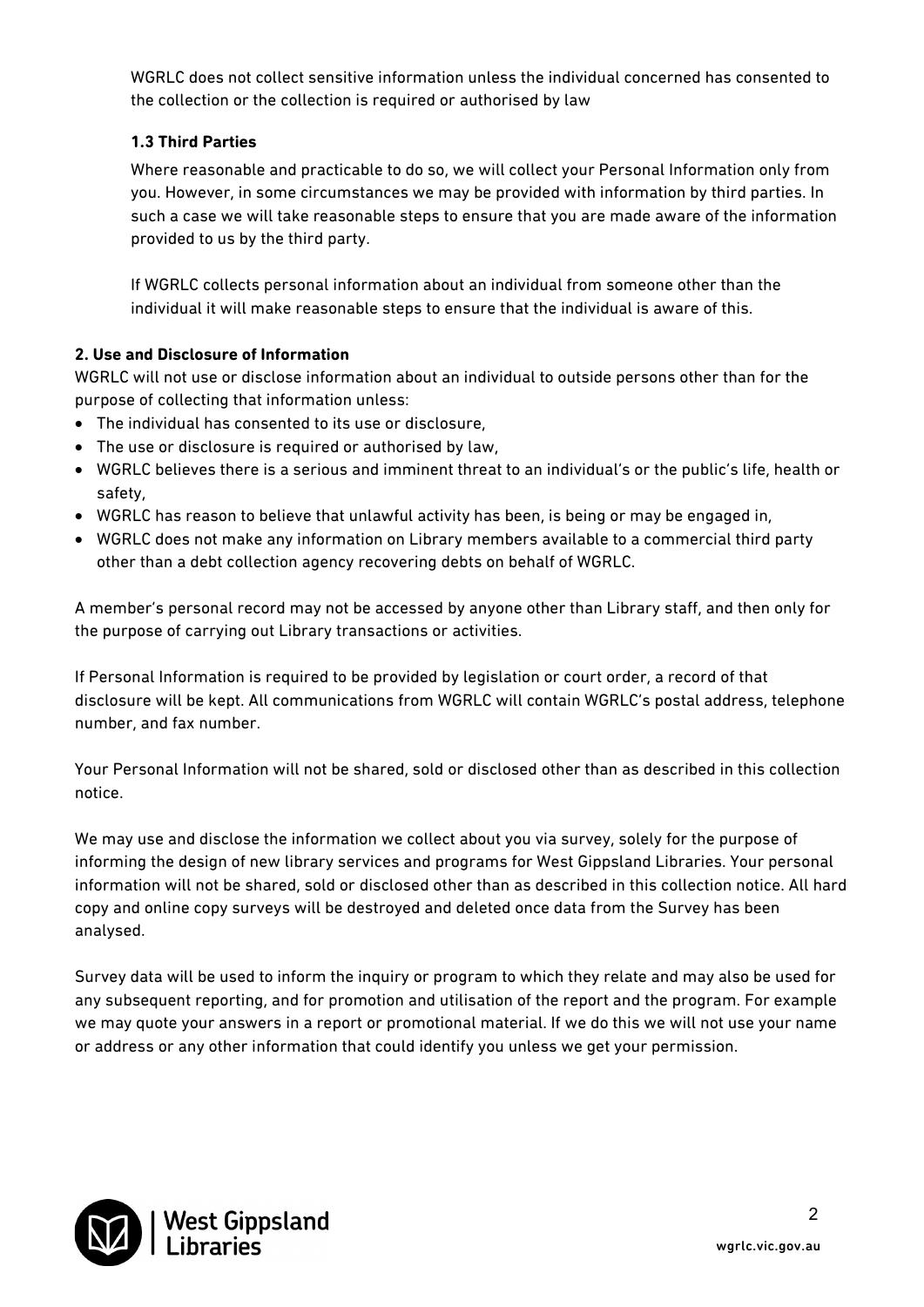WGRLC does not collect sensitive information unless the individual concerned has consented to the collection or the collection is required or authorised by law

### 1.3 Third Parties

Where reasonable and practicable to do so, we will collect your Personal Information only from you. However, in some circumstances we may be provided with information by third parties. In such a case we will take reasonable steps to ensure that you are made aware of the information provided to us by the third party.

If WGRLC collects personal information about an individual from someone other than the individual it will make reasonable steps to ensure that the individual is aware of this.

## 2. Use and Disclosure of Information

WGRLC will not use or disclose information about an individual to outside persons other than for the purpose of collecting that information unless:

- The individual has consented to its use or disclosure,
- The use or disclosure is required or authorised by law,
- WGRLC believes there is a serious and imminent threat to an individual's or the public's life, health or safety,
- WGRLC has reason to believe that unlawful activity has been, is being or may be engaged in,
- WGRLC does not make any information on Library members available to a commercial third party other than a debt collection agency recovering debts on behalf of WGRLC.

A member's personal record may not be accessed by anyone other than Library staff, and then only for the purpose of carrying out Library transactions or activities.

If Personal Information is required to be provided by legislation or court order, a record of that disclosure will be kept. All communications from WGRLC will contain WGRLC's postal address, telephone number, and fax number.

Your Personal Information will not be shared, sold or disclosed other than as described in this collection notice.

We may use and disclose the information we collect about you via survey, solely for the purpose of informing the design of new library services and programs for West Gippsland Libraries. Your personal information will not be shared, sold or disclosed other than as described in this collection notice. All hard copy and online copy surveys will be destroyed and deleted once data from the Survey has been analysed.

Survey data will be used to inform the inquiry or program to which they relate and may also be used for any subsequent reporting, and for promotion and utilisation of the report and the program. For example we may quote your answers in a report or promotional material. If we do this we will not use your name or address or any other information that could identify you unless we get your permission.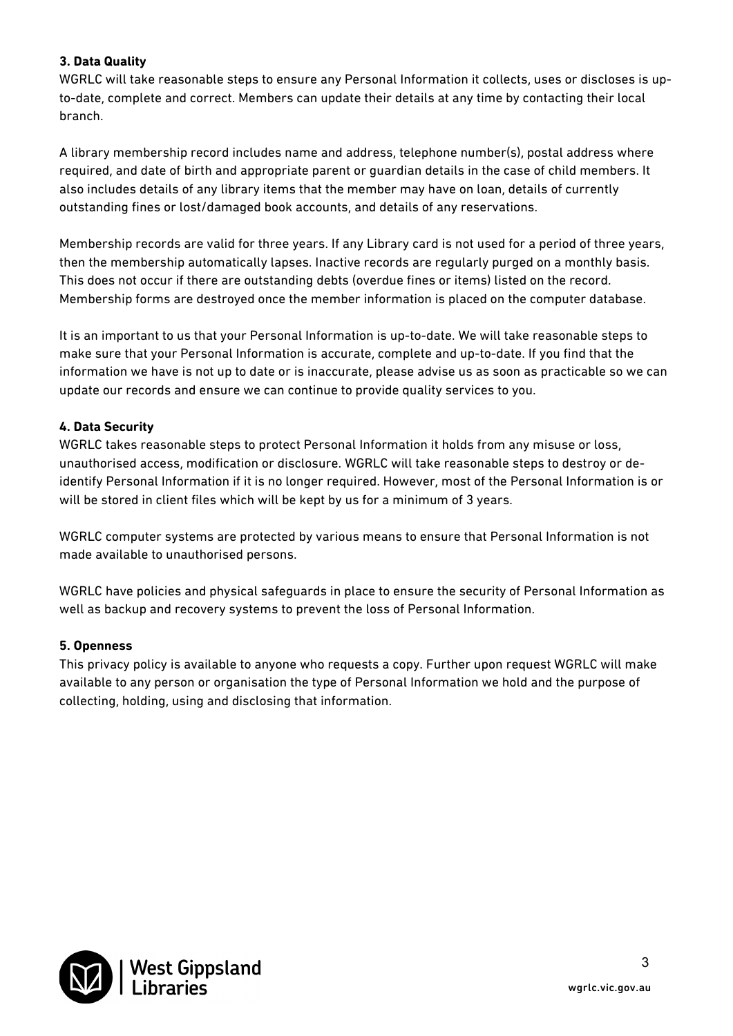**3. Data Quality**

WGRLC will take reasonable steps to ensure any Personal Information it collects, uses or discloses is up-to-date, complete and correct. Members can update their details at any time by contacting their local branch.

A library membership record includes name and address, telephone number(s), postal address where required, and date of birth and appropriate parent or guardian details in the case of child members. It also includes details of any library items that the member may have on loan, details of currently outstanding fines or lost/damaged book accounts, and details of any reservations.

Membership records are valid for three years. If any Library card is not used for a period of three years, then the membership automatically lapses. Inactive records are regularly purged on a monthly basis. This does not occur if there are outstanding debts (overdue fines or items) listed on the record. Membership forms are destroyed once the member information is placed on the computer database.

It is an important to us that your Personal Information is up-to-date. We will take reasonable steps to make sure that your Personal Information is accurate, complete and up-to-date. If you find that the information we have is not up to date or is inaccurate, please advise us as soon as practicable so we can update our records and ensure we can continue to provide quality services to you.

**4. Data Security**

WGRLC takes reasonable steps to protect Personal Information it holds from any misuse or loss, unauthorised access, modification or disclosure. WGRLC will take reasonable steps to destroy or de-identify Personal Information if it is no longer required. However, most of the Personal Information is or will be stored in client files which will be kept by us for a minimum of 3 years.

WGRLC computer systems are protected by various means to ensure that Personal Information is not made available to unauthorised persons.

WGRLC have policies and physical safeguards in place to ensure the security of Personal Information as well as backup and recovery systems to prevent the loss of Personal Information.

**5. Openness**

This privacy policy is available to anyone who requests a copy. Further upon request WGRLC will make available to any person or organisation the type of Personal Information we hold and the purpose of collecting, holding, using and disclosing that information.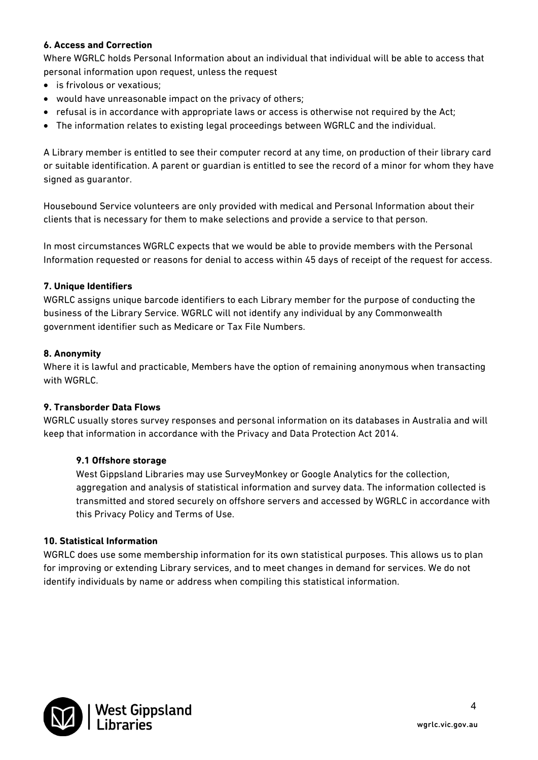**6. Access and Correction**

Where WGRLC holds Personal Information about an individual that individual will be able to access that personal information upon request, unless the request

- is frivolous or vexatious;
- would have unreasonable impact on the privacy of others;
- refusal is in accordance with appropriate laws or access is otherwise not required by the Act;
- The information relates to existing legal proceedings between WGRLC and the individual.

A Library member is entitled to see their computer record at any time, on production of their library card or suitable identification. A parent or guardian is entitled to see the record of a minor for whom they have signed as guarantor.

Housebound Service volunteers are only provided with medical and Personal Information about their clients that is necessary for them to make selections and provide a service to that person.

In most circumstances WGRLC expects that we would be able to provide members with the Personal Information requested or reasons for denial to access within 45 days of receipt of the request for access.

**7. Unique Identifiers**

WGRLC assigns unique barcode identifiers to each Library member for the purpose of conducting the business of the Library Service. WGRLC will not identify any individual by any Commonwealth government identifier such as Medicare or Tax File Numbers.

**8. Anonymity**

Where it is lawful and practicable, Members have the option of remaining anonymous when transacting with WGRLC.

**9. Transborder Data Flows**

WGRLC usually stores survey responses and personal information on its databases in Australia and will keep that information in accordance with the Privacy and Data Protection Act 2014.

**9.1 Offshore storage**

West Gippsland Libraries may use SurveyMonkey or Google Analytics for the collection, aggregation and analysis of statistical information and survey data. The information collected is transmitted and stored securely on offshore servers and accessed by WGRLC in accordance with this Privacy Policy and Terms of Use.

**10. Statistical Information**

WGRLC does use some membership information for its own statistical purposes. This allows us to plan for improving or extending Library services, and to meet changes in demand for services. We do not identify individuals by name or address when compiling this statistical information.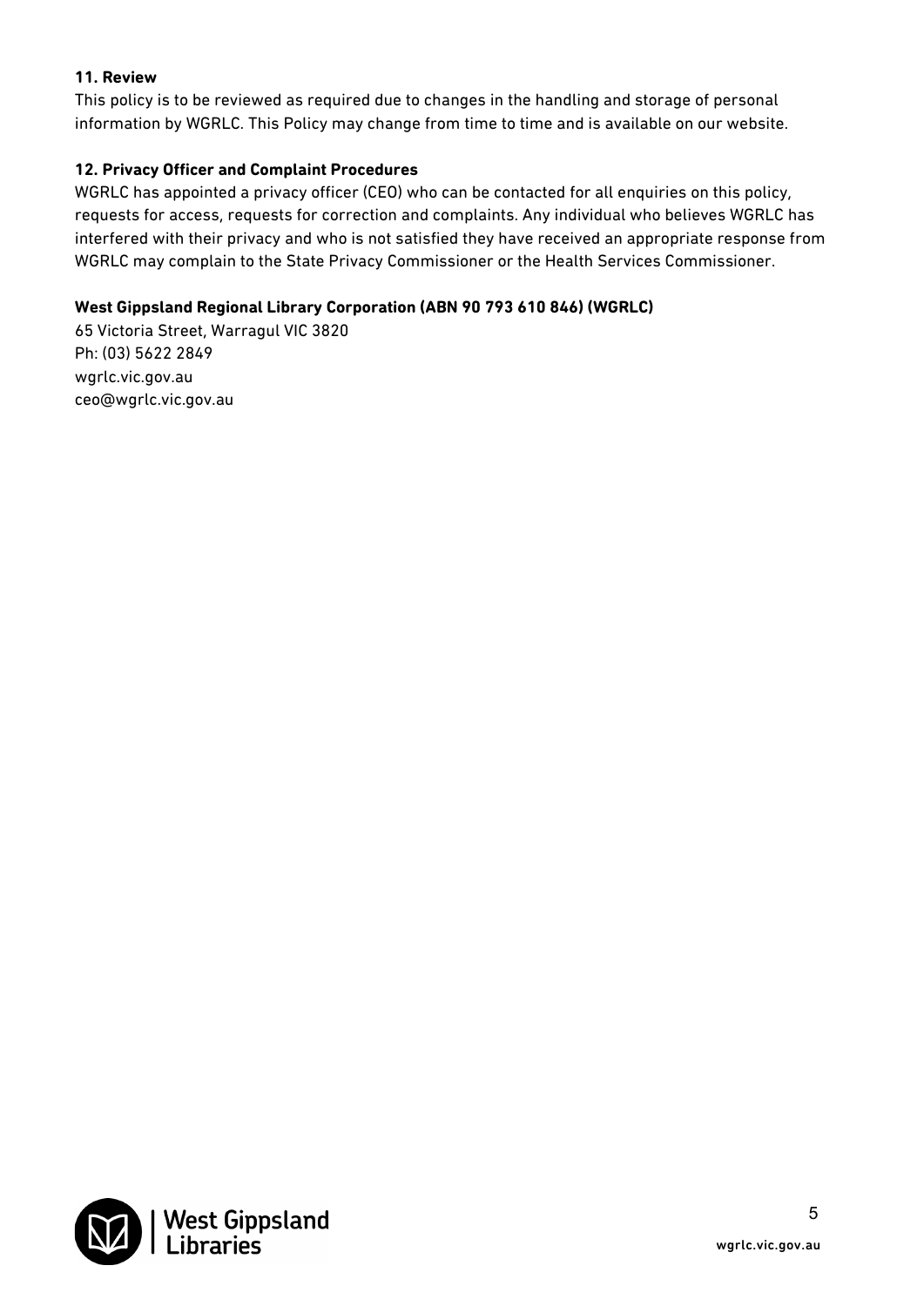**11. Review**

This policy is to be reviewed as required due to changes in the handling and storage of personal information by WGRLC. This Policy may change from time to time and is available on our website.

**12. Privacy Officer and Complaint Procedures**

WGRLC has appointed a privacy officer (CEO) who can be contacted for all enquiries on this policy, requests for access, requests for correction and complaints. Any individual who believes WGRLC has interfered with their privacy and who is not satisfied they have received an appropriate response from WGRLC may complain to the State Privacy Commissioner or the Health Services Commissioner.

**West Gippsland Regional Library Corporation (ABN 90 793 610 846) (WGRLC)**

65 Victoria Street, Warragul VIC 3820
Ph: (03) 5622 2849
wgrlc.vic.gov.au
ceo@wgrlc.vic.gov.au